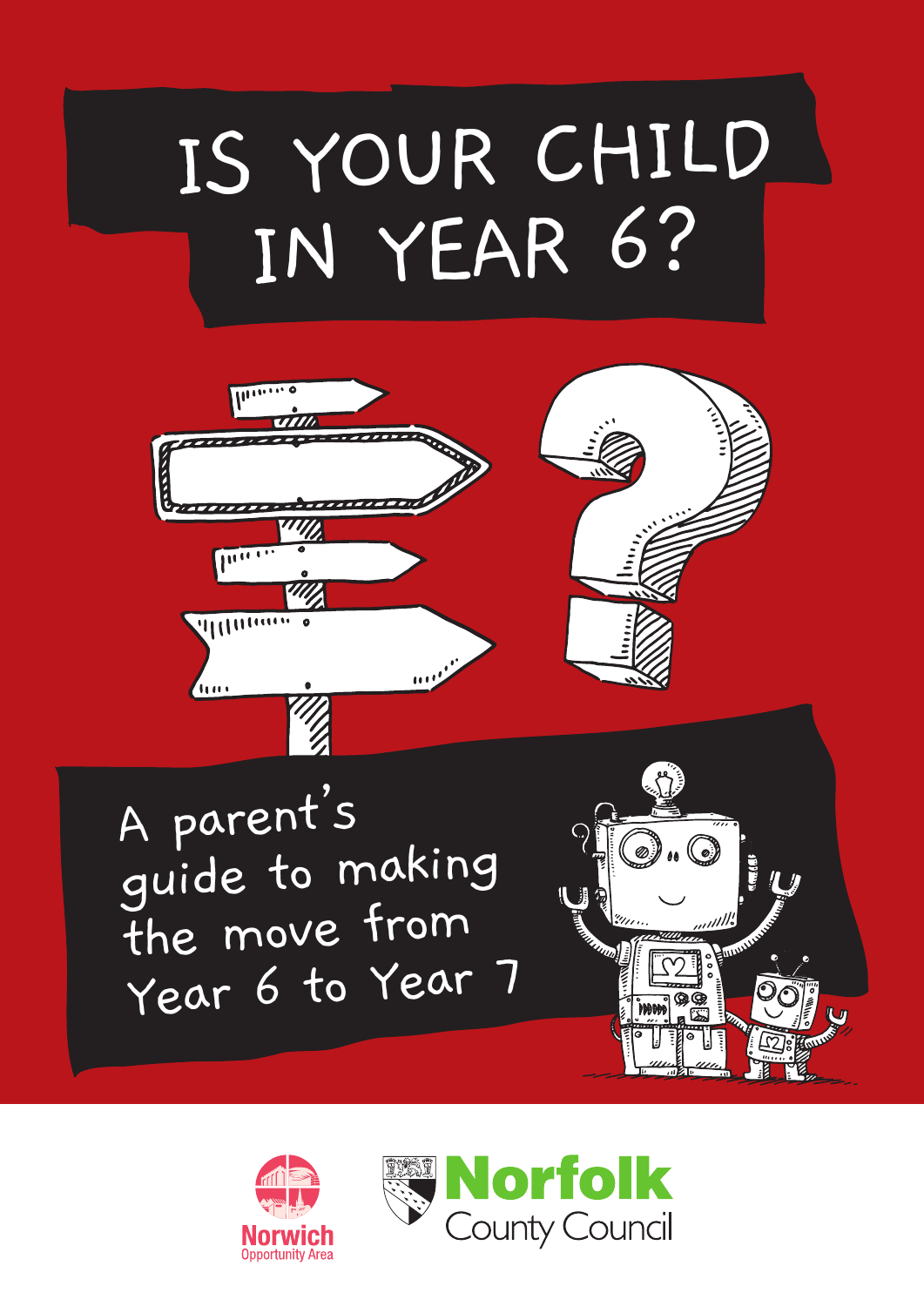# IS YOUR CHILD IN YEAR 6?

A parent's guide to making the move from Year 6 to Year 7

Norwich Opportunity Area

Norfolk County Council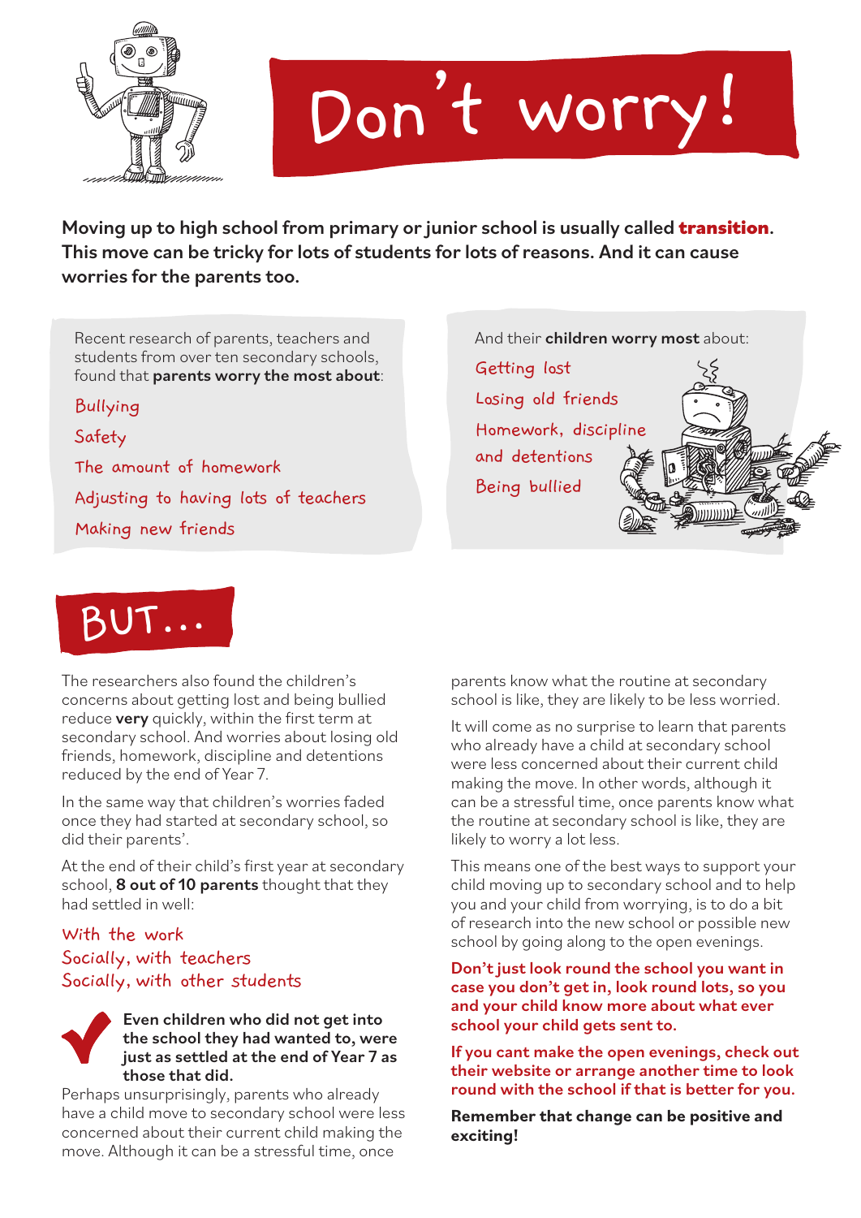# Don't worry!

**Moving up to high school from primary or junior school is usually called transition. This move can be tricky for lots of students for lots of reasons. And it can cause worries for the parents too.**

Recent research of parents, teachers and students from over ten secondary schools, found that **parents worry the most about**:

- Bullying
- Safety
- The amount of homework
- Adjusting to having lots of teachers
- Making new friends

And their **children worry most** about:

- Getting lost
- Losing old friends
- Homework, discipline and detentions
- Being bullied

## BUT...

The researchers also found the children's concerns about getting lost and being bullied reduce **very** quickly, within the first term at secondary school. And worries about losing old friends, homework, discipline and detentions reduced by the end of Year 7.

In the same way that children's worries faded once they had started at secondary school, so did their parents'.

At the end of their child's first year at secondary school, **8 out of 10 parents** thought that they had settled in well:

- With the work
- Socially, with teachers
- Socially, with other students

**Even children who did not get into the school they had wanted to, were just as settled at the end of Year 7 as those that did.**

Perhaps unsurprisingly, parents who already have a child move to secondary school were less concerned about their current child making the move. Although it can be a stressful time, once parents know what the routine at secondary school is like, they are likely to be less worried.

It will come as no surprise to learn that parents who already have a child at secondary school were less concerned about their current child making the move. In other words, although it can be a stressful time, once parents know what the routine at secondary school is like, they are likely to worry a lot less.

This means one of the best ways to support your child moving up to secondary school and to help you and your child from worrying, is to do a bit of research into the new school or possible new school by going along to the open evenings.

**Don't just look round the school you want in case you don't get in, look round lots, so you and your child know more about what ever school your child gets sent to.**

**If you cant make the open evenings, check out their website or arrange another time to look round with the school if that is better for you.**

**Remember that change can be positive and exciting!**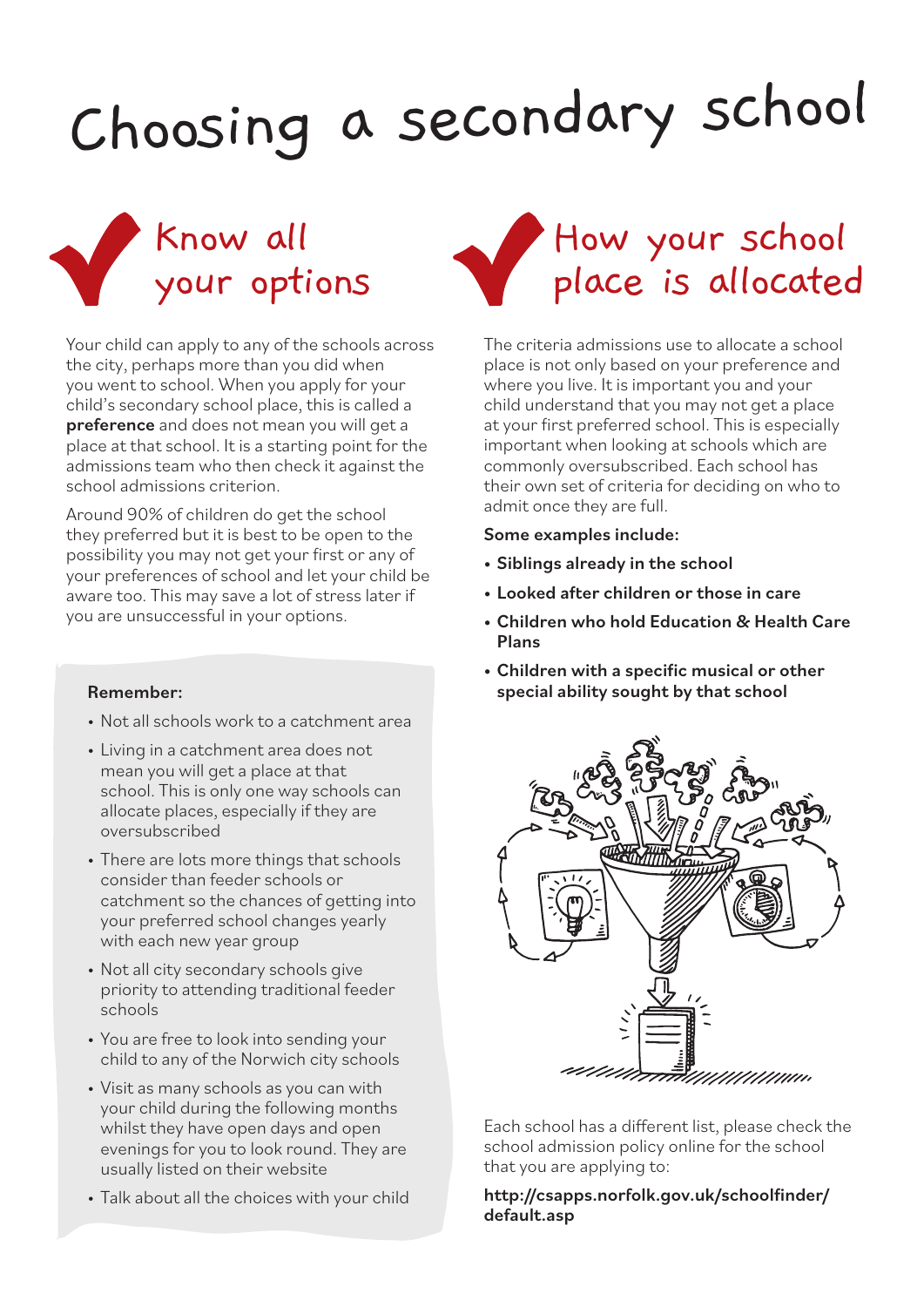# Choosing a secondary school

## Know all your options

Your child can apply to any of the schools across the city, perhaps more than you did when you went to school. When you apply for your child's secondary school place, this is called a **preference** and does not mean you will get a place at that school. It is a starting point for the admissions team who then check it against the school admissions criterion.

Around 90% of children do get the school they preferred but it is best to be open to the possibility you may not get your first or any of your preferences of school and let your child be aware too. This may save a lot of stress later if you are unsuccessful in your options.

**Remember:**

- Not all schools work to a catchment area
- Living in a catchment area does not mean you will get a place at that school. This is only one way schools can allocate places, especially if they are oversubscribed
- There are lots more things that schools consider than feeder schools or catchment so the chances of getting into your preferred school changes yearly with each new year group
- Not all city secondary schools give priority to attending traditional feeder schools
- You are free to look into sending your child to any of the Norwich city schools
- Visit as many schools as you can with your child during the following months whilst they have open days and open evenings for you to look round. They are usually listed on their website
- Talk about all the choices with your child

## How your school place is allocated

The criteria admissions use to allocate a school place is not only based on your preference and where you live. It is important you and your child understand that you may not get a place at your first preferred school. This is especially important when looking at schools which are commonly oversubscribed. Each school has their own set of criteria for deciding on who to admit once they are full.

**Some examples include:**

- **Siblings already in the school**
- **Looked after children or those in care**
- **Children who hold Education & Health Care Plans**
- **Children with a specific musical or other special ability sought by that school**

Each school has a different list, please check the school admission policy online for the school that you are applying to:

**http://csapps.norfolk.gov.uk/schoolfinder/default.asp**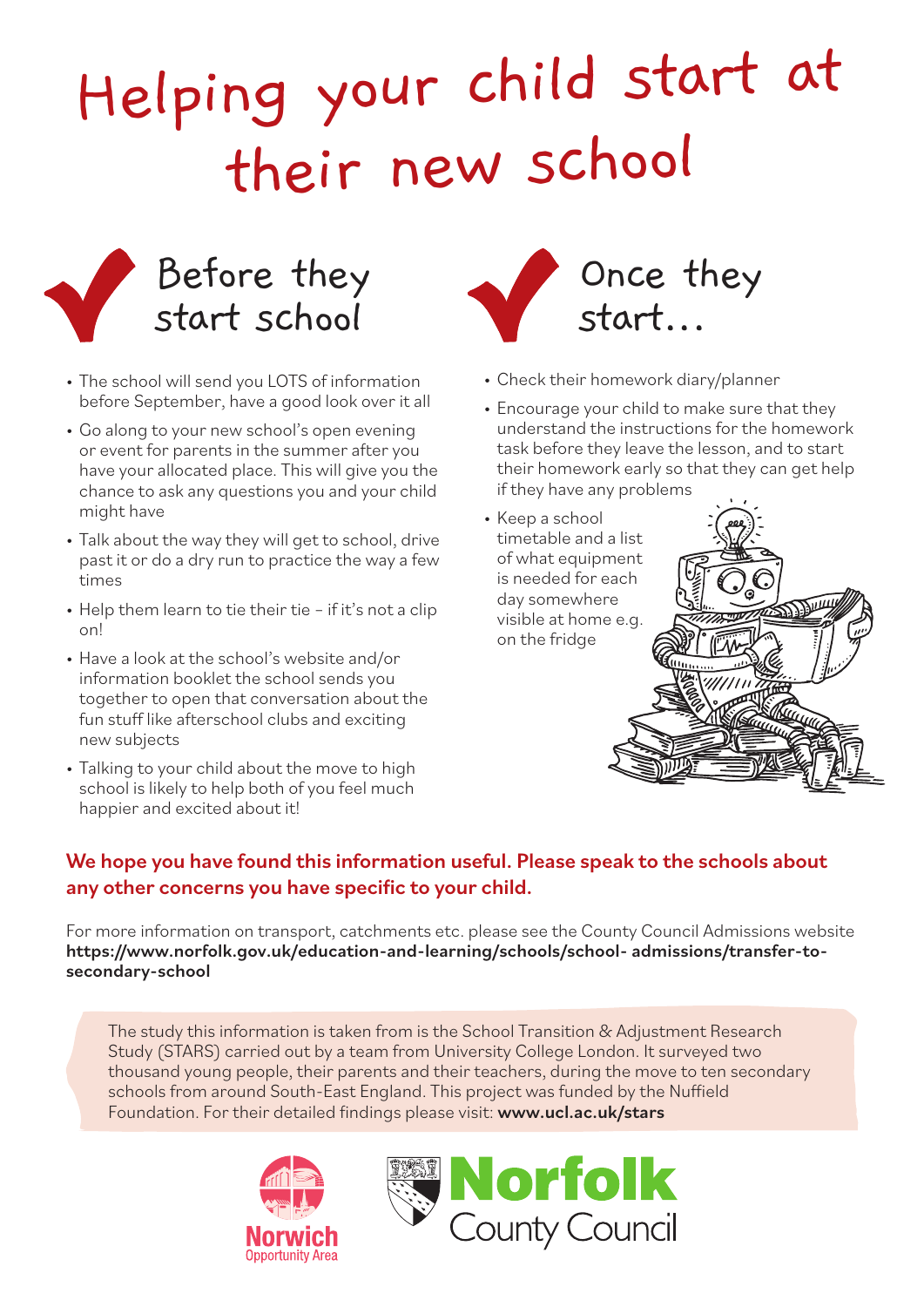# Helping your child start at their new school

## Before they start school

- The school will send you LOTS of information before September, have a good look over it all
- Go along to your new school's open evening or event for parents in the summer after you have your allocated place. This will give you the chance to ask any questions you and your child might have
- Talk about the way they will get to school, drive past it or do a dry run to practice the way a few times
- Help them learn to tie their tie – if it's not a clip on!
- Have a look at the school's website and/or information booklet the school sends you together to open that conversation about the fun stuff like afterschool clubs and exciting new subjects
- Talking to your child about the move to high school is likely to help both of you feel much happier and excited about it!

## Once they start...

- Check their homework diary/planner
- Encourage your child to make sure that they understand the instructions for the homework task before they leave the lesson, and to start their homework early so that they can get help if they have any problems
- Keep a school timetable and a list of what equipment is needed for each day somewhere visible at home e.g. on the fridge

**We hope you have found this information useful. Please speak to the schools about any other concerns you have specific to your child.**

For more information on transport, catchments etc. please see the County Council Admissions website **https://www.norfolk.gov.uk/education-and-learning/schools/school- admissions/transfer-to-secondary-school**

The study this information is taken from is the School Transition & Adjustment Research Study (STARS) carried out by a team from University College London. It surveyed two thousand young people, their parents and their teachers, during the move to ten secondary schools from around South-East England. This project was funded by the Nuffield Foundation. For their detailed findings please visit: **www.ucl.ac.uk/stars**

Norwich Opportunity Area

Norfolk County Council